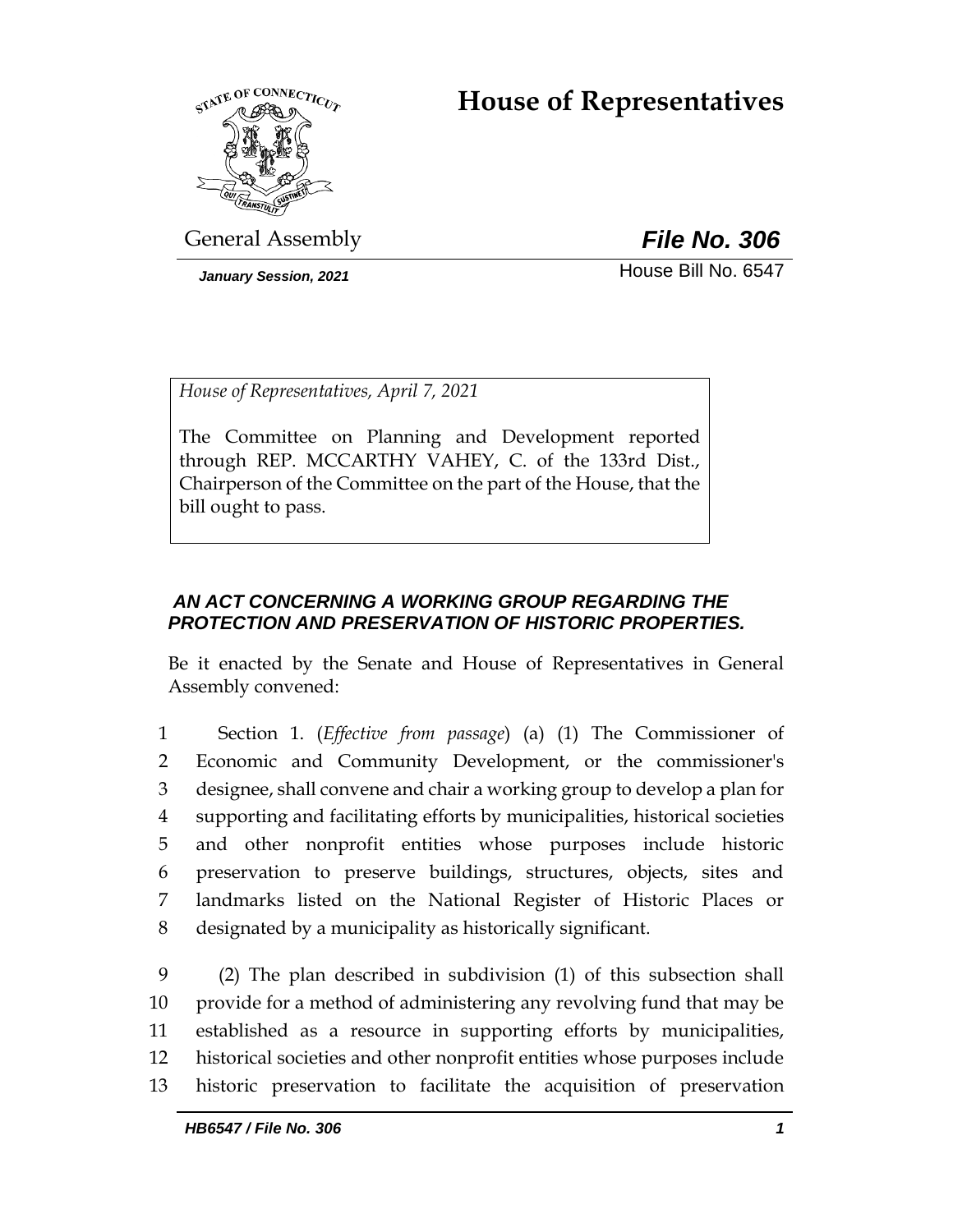# House of Representatives

General Assembly

***File No. 306***

*January Session, 2021*

House Bill No. 6547

*House of Representatives, April 7, 2021*

The Committee on Planning and Development reported through REP. MCCARTHY VAHEY, C. of the 133rd Dist., Chairperson of the Committee on the part of the House, that the bill ought to pass.

***AN ACT CONCERNING A WORKING GROUP REGARDING THE PROTECTION AND PRESERVATION OF HISTORIC PROPERTIES.***

Be it enacted by the Senate and House of Representatives in General Assembly convened:

1 Section 1. (*Effective from passage*) (a) (1) The Commissioner of
2 Economic and Community Development, or the commissioner's
3 designee, shall convene and chair a working group to develop a plan for
4 supporting and facilitating efforts by municipalities, historical societies
5 and other nonprofit entities whose purposes include historic
6 preservation to preserve buildings, structures, objects, sites and
7 landmarks listed on the National Register of Historic Places or
8 designated by a municipality as historically significant.

9 (2) The plan described in subdivision (1) of this subsection shall
10 provide for a method of administering any revolving fund that may be
11 established as a resource in supporting efforts by municipalities,
12 historical societies and other nonprofit entities whose purposes include
13 historic preservation to facilitate the acquisition of preservation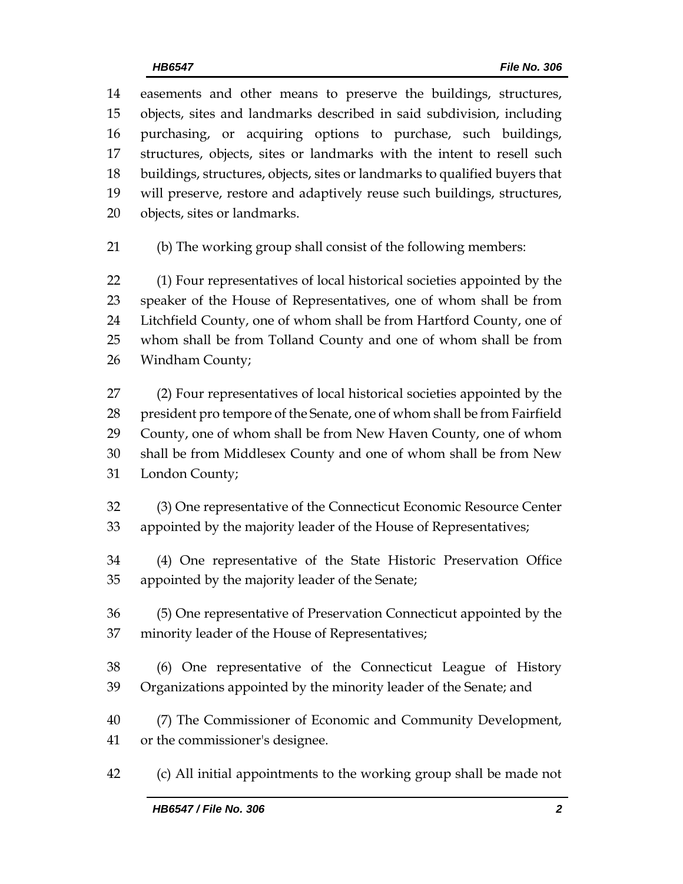easements and other means to preserve the buildings, structures, objects, sites and landmarks described in said subdivision, including purchasing, or acquiring options to purchase, such buildings, structures, objects, sites or landmarks with the intent to resell such buildings, structures, objects, sites or landmarks to qualified buyers that will preserve, restore and adaptively reuse such buildings, structures, objects, sites or landmarks.

(b) The working group shall consist of the following members:

(1) Four representatives of local historical societies appointed by the speaker of the House of Representatives, one of whom shall be from Litchfield County, one of whom shall be from Hartford County, one of whom shall be from Tolland County and one of whom shall be from Windham County;

(2) Four representatives of local historical societies appointed by the president pro tempore of the Senate, one of whom shall be from Fairfield County, one of whom shall be from New Haven County, one of whom shall be from Middlesex County and one of whom shall be from New London County;

(3) One representative of the Connecticut Economic Resource Center appointed by the majority leader of the House of Representatives;

(4) One representative of the State Historic Preservation Office appointed by the majority leader of the Senate;

(5) One representative of Preservation Connecticut appointed by the minority leader of the House of Representatives;

(6) One representative of the Connecticut League of History Organizations appointed by the minority leader of the Senate; and

(7) The Commissioner of Economic and Community Development, or the commissioner's designee.

(c) All initial appointments to the working group shall be made not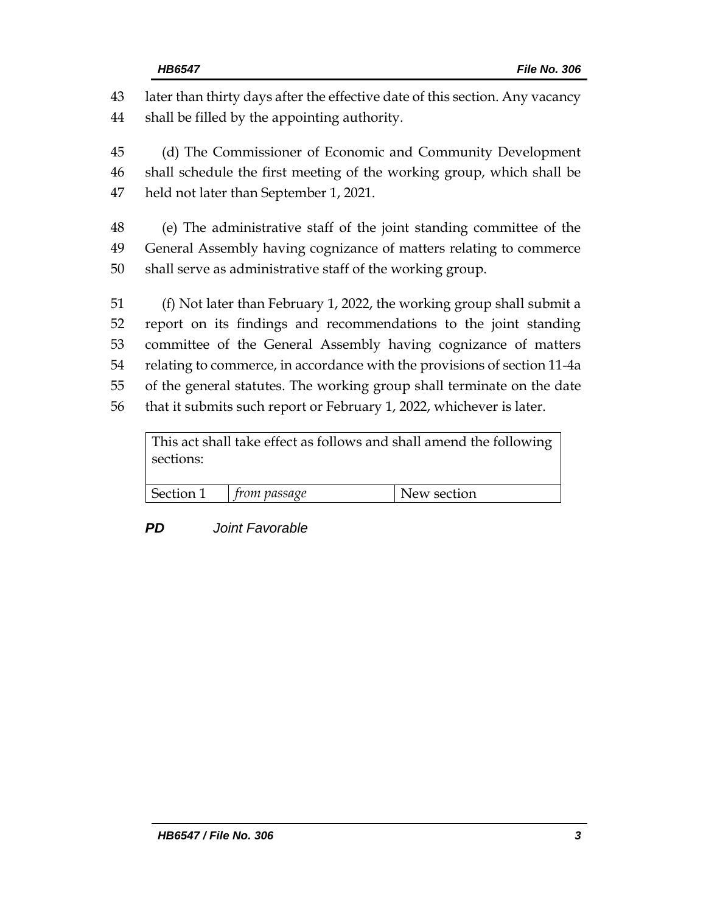later than thirty days after the effective date of this section. Any vacancy shall be filled by the appointing authority.

(d) The Commissioner of Economic and Community Development shall schedule the first meeting of the working group, which shall be held not later than September 1, 2021.

(e) The administrative staff of the joint standing committee of the General Assembly having cognizance of matters relating to commerce shall serve as administrative staff of the working group.

(f) Not later than February 1, 2022, the working group shall submit a report on its findings and recommendations to the joint standing committee of the General Assembly having cognizance of matters relating to commerce, in accordance with the provisions of section 11-4a of the general statutes. The working group shall terminate on the date that it submits such report or February 1, 2022, whichever is later.

| This act shall take effect as follows and shall amend the following sections: | | |
|---|---|---|
| Section 1 | *from passage* | New section |

***PD*** *Joint Favorable*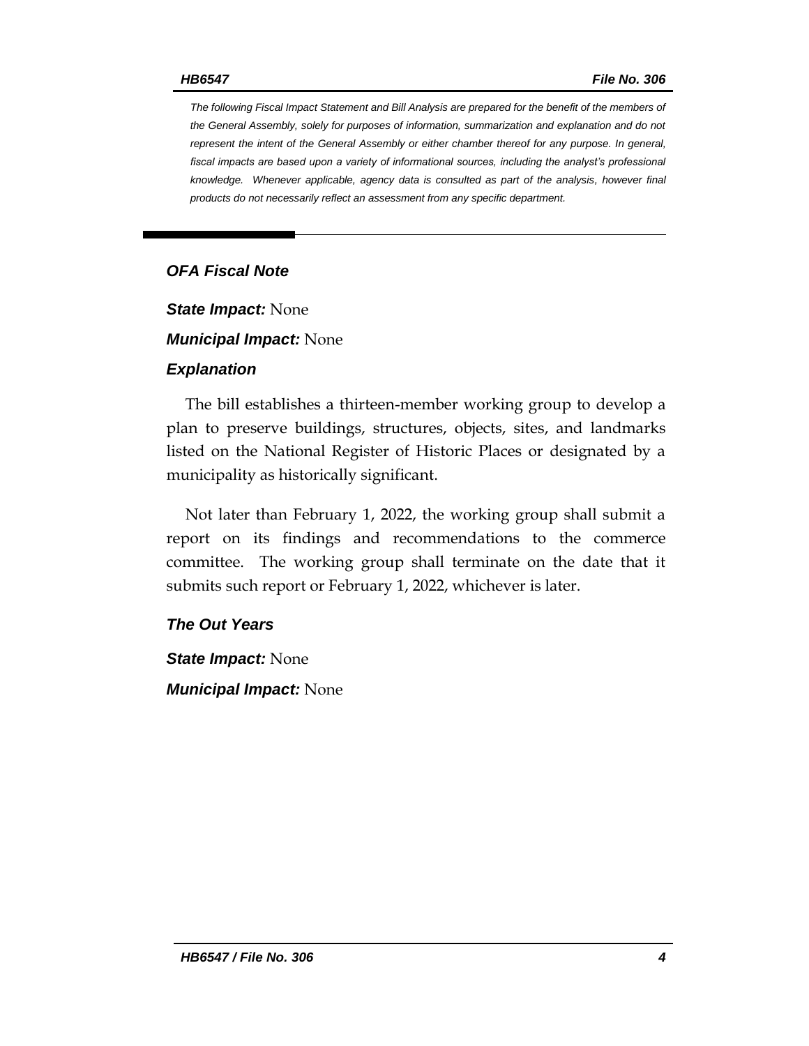*The following Fiscal Impact Statement and Bill Analysis are prepared for the benefit of the members of the General Assembly, solely for purposes of information, summarization and explanation and do not represent the intent of the General Assembly or either chamber thereof for any purpose. In general, fiscal impacts are based upon a variety of informational sources, including the analyst's professional knowledge. Whenever applicable, agency data is consulted as part of the analysis, however final products do not necessarily reflect an assessment from any specific department.*

---

### *OFA Fiscal Note*

***State Impact:*** None

***Municipal Impact:*** None

### *Explanation*

The bill establishes a thirteen-member working group to develop a plan to preserve buildings, structures, objects, sites, and landmarks listed on the National Register of Historic Places or designated by a municipality as historically significant.

Not later than February 1, 2022, the working group shall submit a report on its findings and recommendations to the commerce committee. The working group shall terminate on the date that it submits such report or February 1, 2022, whichever is later.

### *The Out Years*

***State Impact:*** None

***Municipal Impact:*** None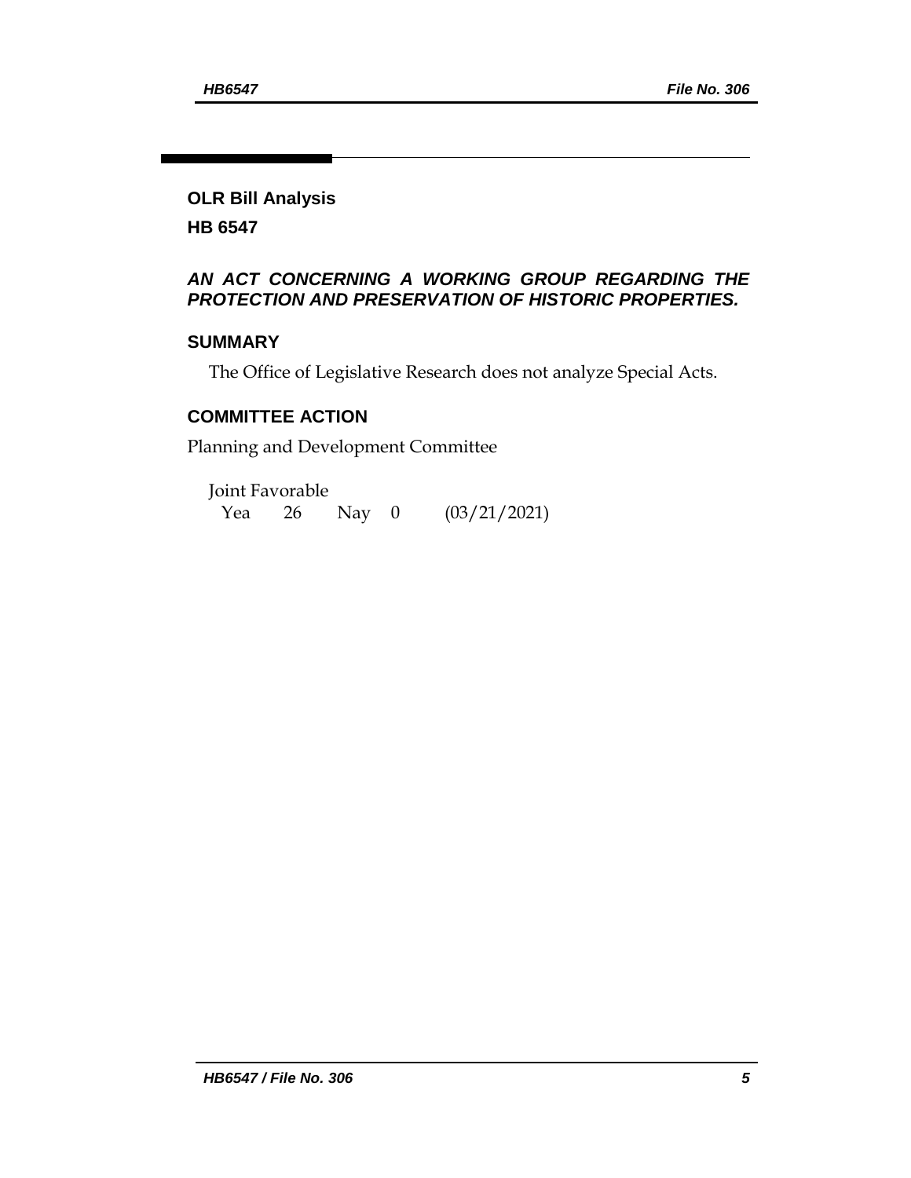## OLR Bill Analysis

## HB 6547

### *AN ACT CONCERNING A WORKING GROUP REGARDING THE PROTECTION AND PRESERVATION OF HISTORIC PROPERTIES.*

### SUMMARY

The Office of Legislative Research does not analyze Special Acts.

### COMMITTEE ACTION

Planning and Development Committee

| | | | | |
|---|---|---|---|---|
| Joint Favorable | | | | |
| Yea | 26 | Nay | 0 | (03/21/2021) |